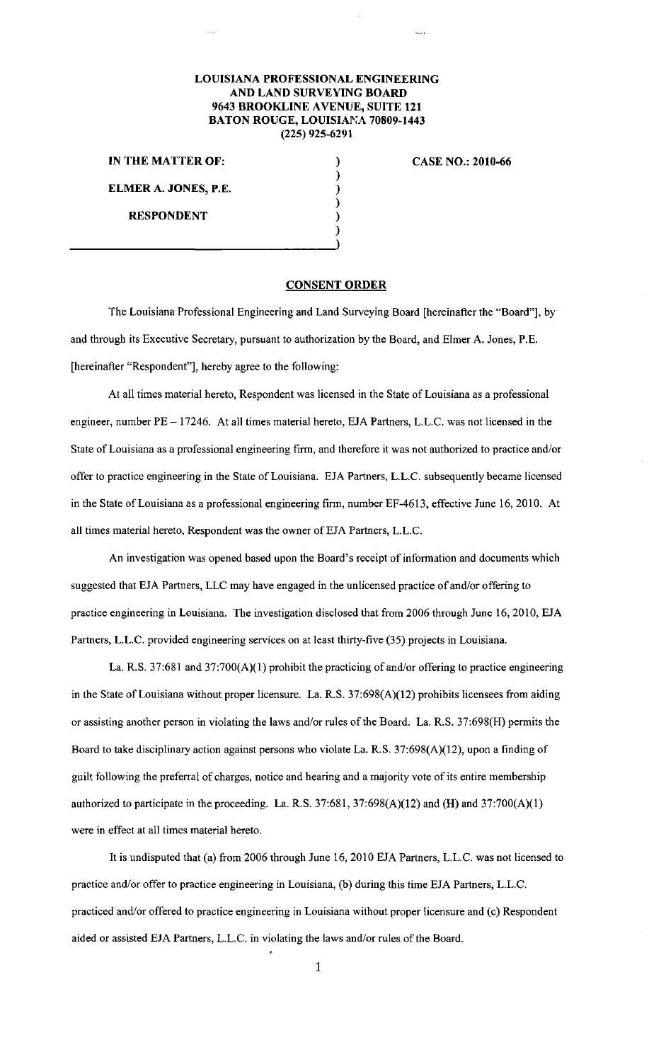**LOUISIANA PROFESSIONAL ENGINEERING AND LAND SURVEYING BOARD**
**9643 BROOKLINE AVENUE, SUITE 121**
**BATON ROUGE, LOUISIANA 70809-1443**
**(225) 925-6291**

**IN THE MATTER OF:**

**ELMER A. JONES, P.E.**

**RESPONDENT**

**CASE NO.: 2010-66**

## CONSENT ORDER

The Louisiana Professional Engineering and Land Surveying Board [hereinafter the "Board"], by and through its Executive Secretary, pursuant to authorization by the Board, and Elmer A. Jones, P.E. [hereinafter "Respondent"], hereby agree to the following:

At all times material hereto, Respondent was licensed in the State of Louisiana as a professional engineer, number PE – 17246. At all times material hereto, EJA Partners, L.L.C. was not licensed in the State of Louisiana as a professional engineering firm, and therefore it was not authorized to practice and/or offer to practice engineering in the State of Louisiana. EJA Partners, L.L.C. subsequently became licensed in the State of Louisiana as a professional engineering firm, number EF-4613, effective June 16, 2010. At all times material hereto, Respondent was the owner of EJA Partners, L.L.C.

An investigation was opened based upon the Board's receipt of information and documents which suggested that EJA Partners, LLC may have engaged in the unlicensed practice of and/or offering to practice engineering in Louisiana. The investigation disclosed that from 2006 through June 16, 2010, EJA Partners, L.L.C. provided engineering services on at least thirty-five (35) projects in Louisiana.

La. R.S. 37:681 and 37:700(A)(1) prohibit the practicing of and/or offering to practice engineering in the State of Louisiana without proper licensure. La. R.S. 37:698(A)(12) prohibits licensees from aiding or assisting another person in violating the laws and/or rules of the Board. La. R.S. 37:698(H) permits the Board to take disciplinary action against persons who violate La. R.S. 37:698(A)(12), upon a finding of guilt following the preferral of charges, notice and hearing and a majority vote of its entire membership authorized to participate in the proceeding. La. R.S. 37:681, 37:698(A)(12) and (H) and 37:700(A)(1) were in effect at all times material hereto.

It is undisputed that (a) from 2006 through June 16, 2010 EJA Partners, L.L.C. was not licensed to practice and/or offer to practice engineering in Louisiana, (b) during this time EJA Partners, L.L.C. practiced and/or offered to practice engineering in Louisiana without proper licensure and (c) Respondent aided or assisted EJA Partners, L.L.C. in violating the laws and/or rules of the Board.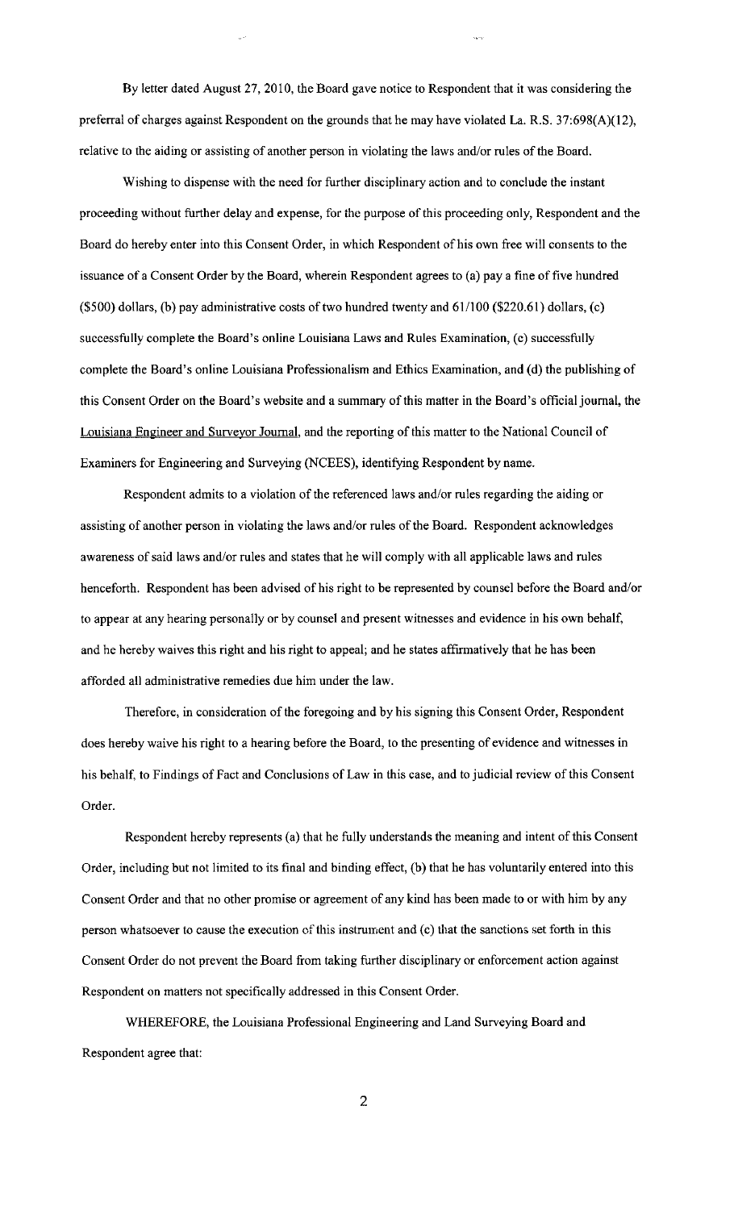By letter dated August 27, 2010, the Board gave notice to Respondent that it was considering the preferral of charges against Respondent on the grounds that he may have violated La. R.S. 37:698(A)(12), relative to the aiding or assisting of another person in violating the laws and/or rules of the Board.

Wishing to dispense with the need for further disciplinary action and to conclude the instant proceeding without further delay and expense, for the purpose of this proceeding only, Respondent and the Board do hereby enter into this Consent Order, in which Respondent of his own free will consents to the issuance of a Consent Order by the Board, wherein Respondent agrees to (a) pay a fine of five hundred ($500) dollars, (b) pay administrative costs of two hundred twenty and 61/100 ($220.61) dollars, (c) successfully complete the Board's online Louisiana Laws and Rules Examination, (c) successfully complete the Board's online Louisiana Professionalism and Ethics Examination, and (d) the publishing of this Consent Order on the Board's website and a summary of this matter in the Board's official journal, the Louisiana Engineer and Surveyor Journal, and the reporting of this matter to the National Council of Examiners for Engineering and Surveying (NCEES), identifying Respondent by name.

Respondent admits to a violation of the referenced laws and/or rules regarding the aiding or assisting of another person in violating the laws and/or rules of the Board. Respondent acknowledges awareness of said laws and/or rules and states that he will comply with all applicable laws and rules henceforth. Respondent has been advised of his right to be represented by counsel before the Board and/or to appear at any hearing personally or by counsel and present witnesses and evidence in his own behalf, and he hereby waives this right and his right to appeal; and he states affirmatively that he has been afforded all administrative remedies due him under the law.

Therefore, in consideration of the foregoing and by his signing this Consent Order, Respondent does hereby waive his right to a hearing before the Board, to the presenting of evidence and witnesses in his behalf, to Findings of Fact and Conclusions of Law in this case, and to judicial review of this Consent Order.

Respondent hereby represents (a) that he fully understands the meaning and intent of this Consent Order, including but not limited to its final and binding effect, (b) that he has voluntarily entered into this Consent Order and that no other promise or agreement of any kind has been made to or with him by any person whatsoever to cause the execution of this instrument and (c) that the sanctions set forth in this Consent Order do not prevent the Board from taking further disciplinary or enforcement action against Respondent on matters not specifically addressed in this Consent Order.

WHEREFORE, the Louisiana Professional Engineering and Land Surveying Board and Respondent agree that: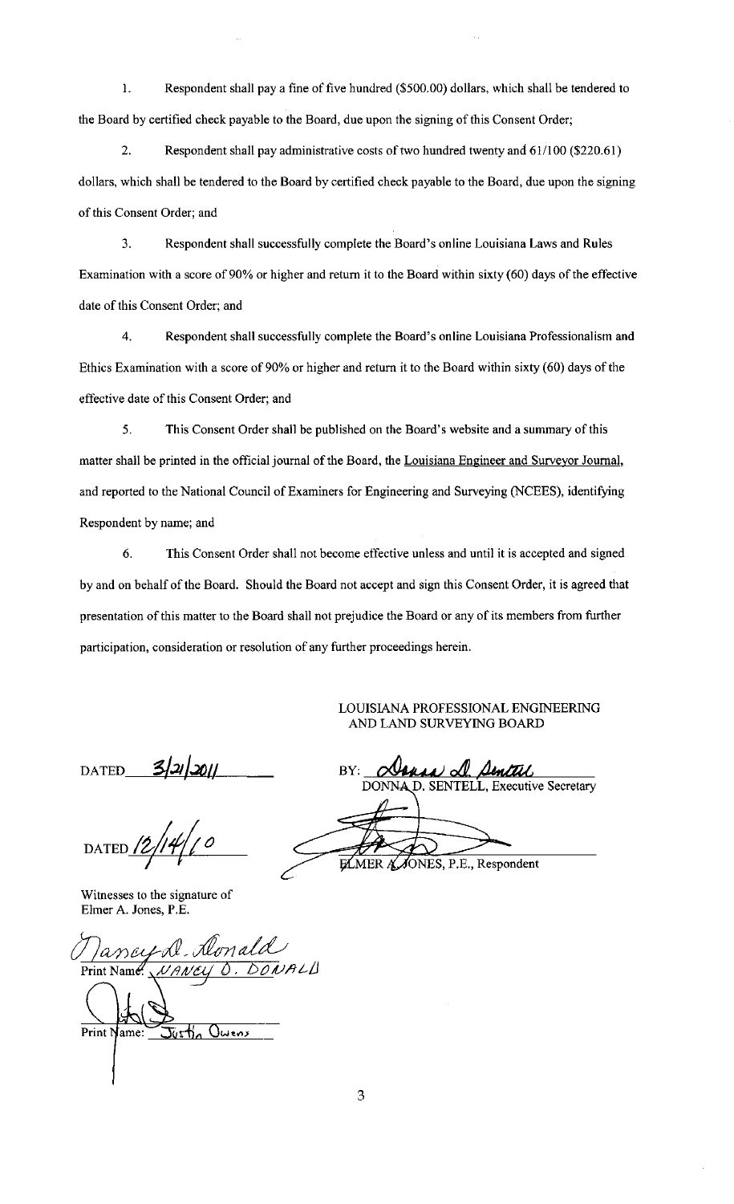1. Respondent shall pay a fine of five hundred ($500.00) dollars, which shall be tendered to the Board by certified check payable to the Board, due upon the signing of this Consent Order;

2. Respondent shall pay administrative costs of two hundred twenty and 61/100 ($220.61) dollars, which shall be tendered to the Board by certified check payable to the Board, due upon the signing of this Consent Order; and

3. Respondent shall successfully complete the Board's online Louisiana Laws and Rules Examination with a score of 90% or higher and return it to the Board within sixty (60) days of the effective date of this Consent Order; and

4. Respondent shall successfully complete the Board's online Louisiana Professionalism and Ethics Examination with a score of 90% or higher and return it to the Board within sixty (60) days of the effective date of this Consent Order; and

5. This Consent Order shall be published on the Board's website and a summary of this matter shall be printed in the official journal of the Board, the Louisiana Engineer and Surveyor Journal, and reported to the National Council of Examiners for Engineering and Surveying (NCEES), identifying Respondent by name; and

6. This Consent Order shall not become effective unless and until it is accepted and signed by and on behalf of the Board. Should the Board not accept and sign this Consent Order, it is agreed that presentation of this matter to the Board shall not prejudice the Board or any of its members from further participation, consideration or resolution of any further proceedings herein.

LOUISIANA PROFESSIONAL ENGINEERING AND LAND SURVEYING BOARD

DATED 3/21/2011

BY: Donna D. Sentell
DONNA D. SENTELL, Executive Secretary

DATED 12/14/10

ELMER A. JONES, P.E., Respondent

Witnesses to the signature of Elmer A. Jones, P.E.

Nancy D. Donald
Print Name: NANCY D. DONALD

Print Name: Justin Owens